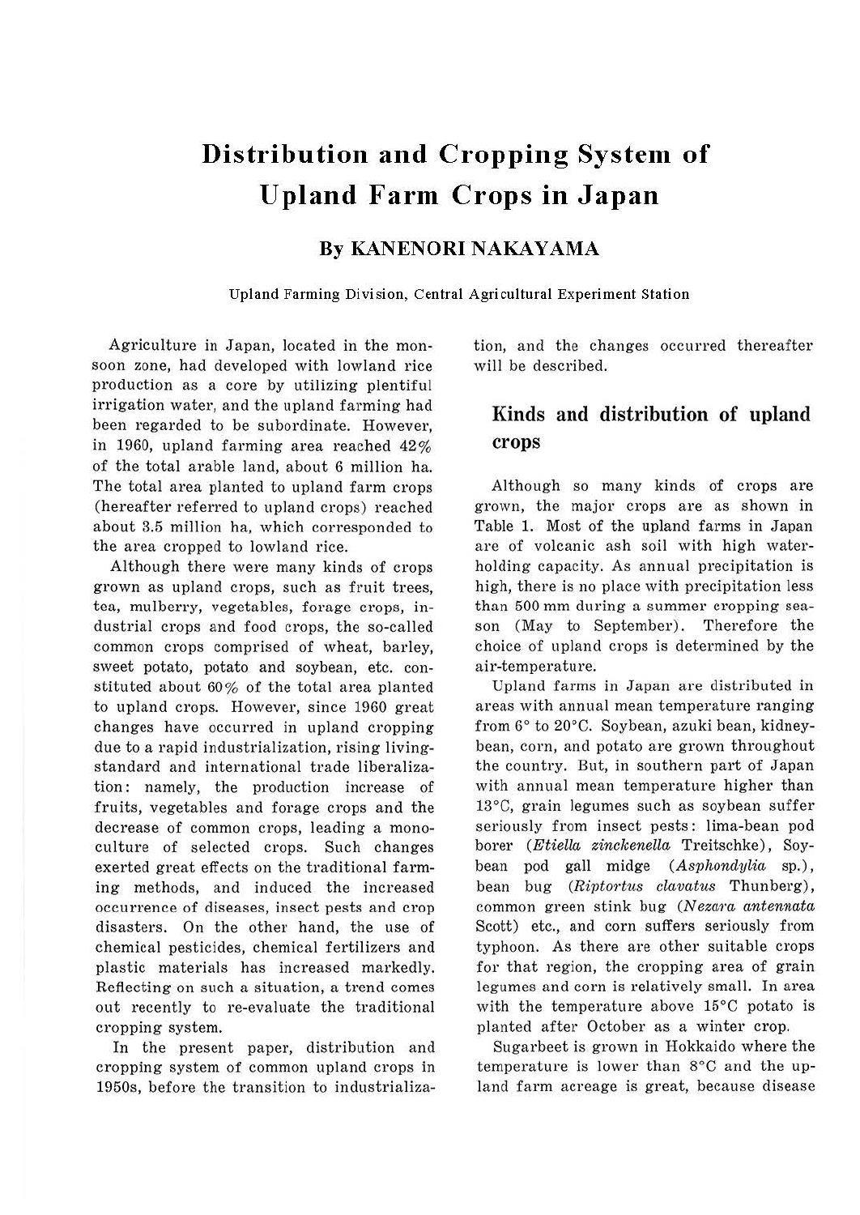# Distribution and Cropping System of Upland Farm Crops in Japan

## By KANENORI NAKAYAMA

Upland Farming Division, Central Agricultural Experiment Station

Agriculture in Japan, located in the monsoon zone, had developed with lowland rice production as a core by utilizing plentiful irrigation water, and the upland farming had been regarded to be subordinate. However, in 1960, upland farming area reached 42% of the total arable land, about 6 million ha. The total area planted to upland farm crops (hereafter referred to upland crops) reached about 3.5 million ha, which corresponded to the area cropped to lowland rice.

Although there were many kinds of crops grown as upland crops, such as fruit trees, tea, mulberry, vegetables, forage crops, industrial crops and food crops, the so-called common crops comprised of wheat, barley, sweet potato, potato and soybean, etc. constituted about 60% of the total area planted to upland crops. However, since 1960 great changes have occurred in upland cropping due to a rapid industrialization, rising living-standard and international trade liberalization: namely, the production increase of fruits, vegetables and forage crops and the decrease of common crops, leading a monoculture of selected crops. Such changes exerted great effects on the traditional farming methods, and induced the increased occurrence of diseases, insect pests and crop disasters. On the other hand, the use of chemical pesticides, chemical fertilizers and plastic materials has increased markedly. Reflecting on such a situation, a trend comes out recently to re-evaluate the traditional cropping system.

In the present paper, distribution and cropping system of common upland crops in 1950s, before the transition to industrialization, and the changes occurred thereafter will be described.

## Kinds and distribution of upland crops

Although so many kinds of crops are grown, the major crops are as shown in Table 1. Most of the upland farms in Japan are of volcanic ash soil with high water-holding capacity. As annual precipitation is high, there is no place with precipitation less than 500 mm during a summer cropping season (May to September). Therefore the choice of upland crops is determined by the air-temperature.

Upland farms in Japan are distributed in areas with annual mean temperature ranging from 6° to 20°C. Soybean, azuki bean, kidney-bean, corn, and potato are grown throughout the country. But, in southern part of Japan with annual mean temperature higher than 13°C, grain legumes such as soybean suffer seriously from insect pests: lima-bean pod borer (*Etiella zinckenella* Treitschke), Soybean pod gall midge (*Asphondylia* sp.), bean bug (*Riptortus clavatus* Thunberg), common green stink bug (*Nezara antennata* Scott) etc., and corn suffers seriously from typhoon. As there are other suitable crops for that region, the cropping area of grain legumes and corn is relatively small. In area with the temperature above 15°C potato is planted after October as a winter crop.

Sugarbeet is grown in Hokkaido where the temperature is lower than 8°C and the upland farm acreage is great, because disease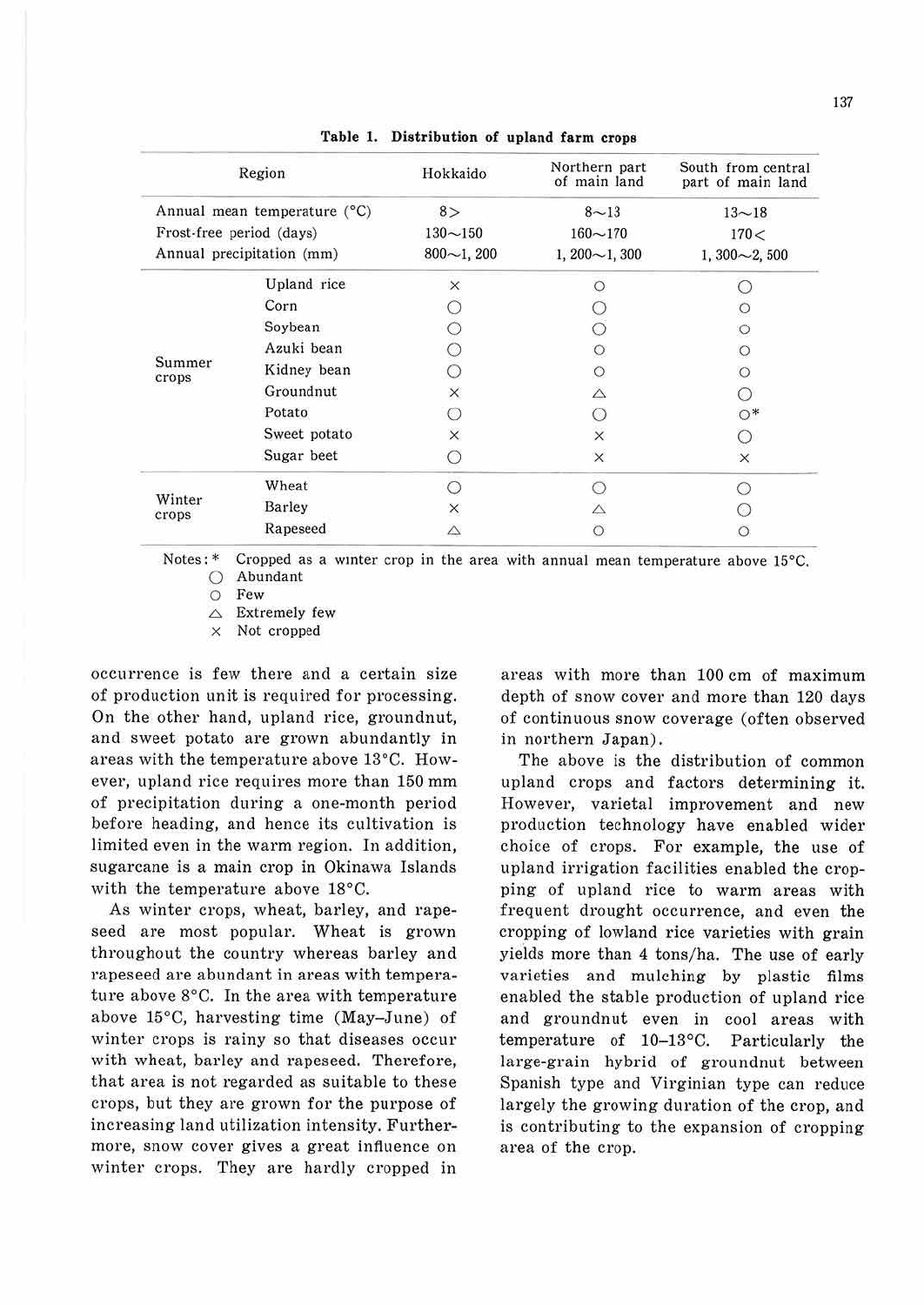Table 1. Distribution of upland farm crops

| Region | | Hokkaido | Northern part of main land | South from central part of main land |
|---|---|---|---|---|
| Annual mean temperature (°C) | | 8> | 8～13 | 13～18 |
| Frost-free period (days) | | 130～150 | 160～170 | 170< |
| Annual precipitation (mm) | | 800～1, 200 | 1, 200～1, 300 | 1, 300～2, 500 |
| Summer crops | Upland rice | × | ○ | ◯ |
| | Corn | ◯ | ◯ | ○ |
| | Soybean | ◯ | ◯ | ○ |
| | Azuki bean | ◯ | ○ | ○ |
| | Kidney bean | ◯ | ○ | ○ |
| | Groundnut | × | △ | ◯ |
| | Potato | ◯ | ◯ | ○* |
| | Sweet potato | × | × | ◯ |
| | Sugar beet | ◯ | × | × |
| Winter crops | Wheat | ◯ | ◯ | ◯ |
| | Barley | × | △ | ◯ |
| | Rapeseed | △ | ○ | ○ |

Notes: * Cropped as a winter crop in the area with annual mean temperature above 15°C.
◯ Abundant
○ Few
△ Extremely few
× Not cropped

occurrence is few there and a certain size of production unit is required for processing. On the other hand, upland rice, groundnut, and sweet potato are grown abundantly in areas with the temperature above 13°C. However, upland rice requires more than 150 mm of precipitation during a one-month period before heading, and hence its cultivation is limited even in the warm region. In addition, sugarcane is a main crop in Okinawa Islands with the temperature above 18°C.

As winter crops, wheat, barley, and rapeseed are most popular. Wheat is grown throughout the country whereas barley and rapeseed are abundant in areas with temperature above 8°C. In the area with temperature above 15°C, harvesting time (May–June) of winter crops is rainy so that diseases occur with wheat, barley and rapeseed. Therefore, that area is not regarded as suitable to these crops, but they are grown for the purpose of increasing land utilization intensity. Furthermore, snow cover gives a great influence on winter crops. They are hardly cropped in areas with more than 100 cm of maximum depth of snow cover and more than 120 days of continuous snow coverage (often observed in northern Japan).

The above is the distribution of common upland crops and factors determining it. However, varietal improvement and new production technology have enabled wider choice of crops. For example, the use of upland irrigation facilities enabled the cropping of upland rice to warm areas with frequent drought occurrence, and even the cropping of lowland rice varieties with grain yields more than 4 tons/ha. The use of early varieties and mulching by plastic films enabled the stable production of upland rice and groundnut even in cool areas with temperature of 10–13°C. Particularly the large-grain hybrid of groundnut between Spanish type and Virginian type can reduce largely the growing duration of the crop, and is contributing to the expansion of cropping area of the crop.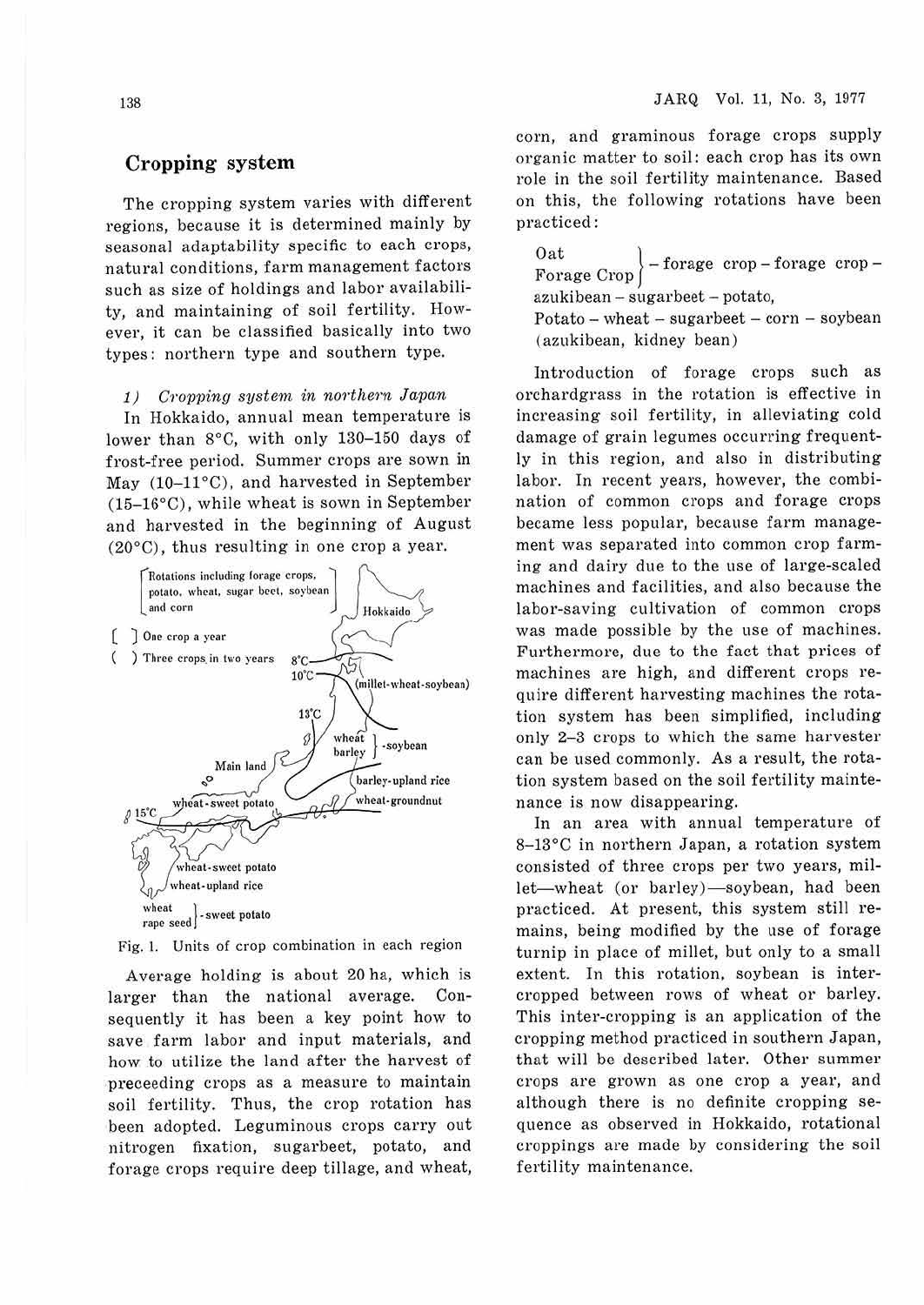## Cropping system

The cropping system varies with different regions, because it is determined mainly by seasonal adaptability specific to each crops, natural conditions, farm management factors such as size of holdings and labor availability, and maintaining of soil fertility. However, it can be classified basically into two types: northern type and southern type.

### 1) *Cropping system in northern Japan*

In Hokkaido, annual mean temperature is lower than 8°C, with only 130–150 days of frost-free period. Summer crops are sown in May (10–11°C), and harvested in September (15–16°C), while wheat is sown in September and harvested in the beginning of August (20°C), thus resulting in one crop a year.

Fig. 1. Units of crop combination in each region

Average holding is about 20 ha, which is larger than the national average. Consequently it has been a key point how to save farm labor and input materials, and how to utilize the land after the harvest of preceeding crops as a measure to maintain soil fertility. Thus, the crop rotation has been adopted. Leguminous crops carry out nitrogen fixation, sugarbeet, potato, and forage crops require deep tillage, and wheat, corn, and graminous forage crops supply organic matter to soil: each crop has its own role in the soil fertility maintenance. Based on this, the following rotations have been practiced:

Oat / Forage Crop – forage crop – forage crop – azukibean – sugarbeet – potato,
Potato – wheat – sugarbeet – corn – soybean (azukibean, kidney bean)

Introduction of forage crops such as orchardgrass in the rotation is effective in increasing soil fertility, in alleviating cold damage of grain legumes occurring frequently in this region, and also in distributing labor. In recent years, however, the combination of common crops and forage crops became less popular, because farm management was separated into common crop farming and dairy due to the use of large-scaled machines and facilities, and also because the labor-saving cultivation of common crops was made possible by the use of machines. Furthermore, due to the fact that prices of machines are high, and different crops require different harvesting machines the rotation system has been simplified, including only 2–3 crops to which the same harvester can be used commonly. As a result, the rotation system based on the soil fertility maintenance is now disappearing.

In an area with annual temperature of 8–13°C in northern Japan, a rotation system consisted of three crops per two years, millet—wheat (or barley)—soybean, had been practiced. At present, this system still remains, being modified by the use of forage turnip in place of millet, but only to a small extent. In this rotation, soybean is intercropped between rows of wheat or barley. This inter-cropping is an application of the cropping method practiced in southern Japan, that will be described later. Other summer crops are grown as one crop a year, and although there is no definite cropping sequence as observed in Hokkaido, rotational croppings are made by considering the soil fertility maintenance.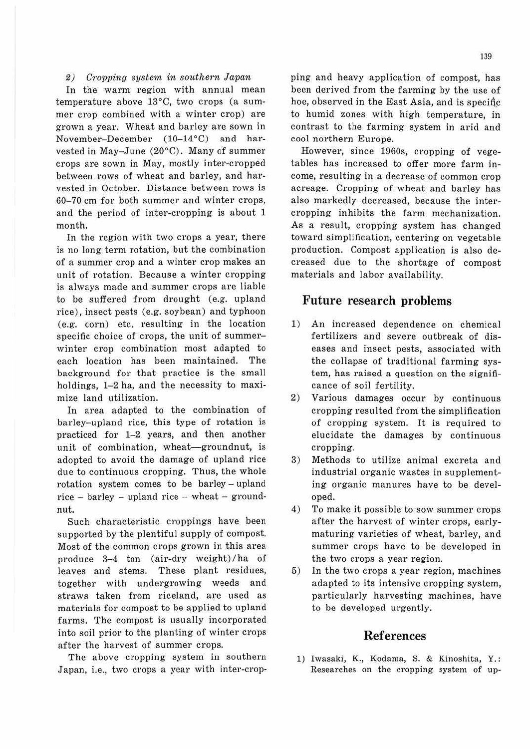*2) Cropping system in southern Japan*

In the warm region with annual mean temperature above 13°C, two crops (a summer crop combined with a winter crop) are grown a year. Wheat and barley are sown in November–December (10–14°C) and harvested in May–June (20°C). Many of summer crops are sown in May, mostly inter-cropped between rows of wheat and barley, and harvested in October. Distance between rows is 60–70 cm for both summer and winter crops, and the period of inter-cropping is about 1 month.

In the region with two crops a year, there is no long term rotation, but the combination of a summer crop and a winter crop makes an unit of rotation. Because a winter cropping is always made and summer crops are liable to be suffered from drought (e.g. upland rice), insect pests (e.g. soybean) and typhoon (e.g. corn) etc, resulting in the location specific choice of crops, the unit of summer–winter crop combination most adapted to each location has been maintained. The background for that practice is the small holdings, 1–2 ha, and the necessity to maximize land utilization.

In area adapted to the combination of barley–upland rice, this type of rotation is practiced for 1–2 years, and then another unit of combination, wheat—groundnut, is adopted to avoid the damage of upland rice due to continuous cropping. Thus, the whole rotation system comes to be barley – upland rice – barley – upland rice – wheat – groundnut.

Such characteristic croppings have been supported by the plentiful supply of compost. Most of the common crops grown in this area produce 3–4 ton (air-dry weight)/ha of leaves and stems. These plant residues, together with undergrowing weeds and straws taken from riceland, are used as materials for compost to be applied to upland farms. The compost is usually incorporated into soil prior to the planting of winter crops after the harvest of summer crops.

The above cropping system in southern Japan, i.e., two crops a year with inter-cropping and heavy application of compost, has been derived from the farming by the use of hoe, observed in the East Asia, and is specific to humid zones with high temperature, in contrast to the farming system in arid and cool northern Europe.

However, since 1960s, cropping of vegetables has increased to offer more farm income, resulting in a decrease of common crop acreage. Cropping of wheat and barley has also markedly decreased, because the inter-cropping inhibits the farm mechanization. As a result, cropping system has changed toward simplification, centering on vegetable production. Compost application is also decreased due to the shortage of compost materials and labor availability.

## Future research problems

1) An increased dependence on chemical fertilizers and severe outbreak of diseases and insect pests, associated with the collapse of traditional farming system, has raised a question on the significance of soil fertility.
2) Various damages occur by continuous cropping resulted from the simplification of cropping system. It is required to elucidate the damages by continuous cropping.
3) Methods to utilize animal excreta and industrial organic wastes in supplementing organic manures have to be developed.
4) To make it possible to sow summer crops after the harvest of winter crops, early-maturing varieties of wheat, barley, and summer crops have to be developed in the two crops a year region.
5) In the two crops a year region, machines adapted to its intensive cropping system, particularly harvesting machines, have to be developed urgently.

## References

1) Iwasaki, K., Kodama, S. & Kinoshita, Y.: Researches on the cropping system of up-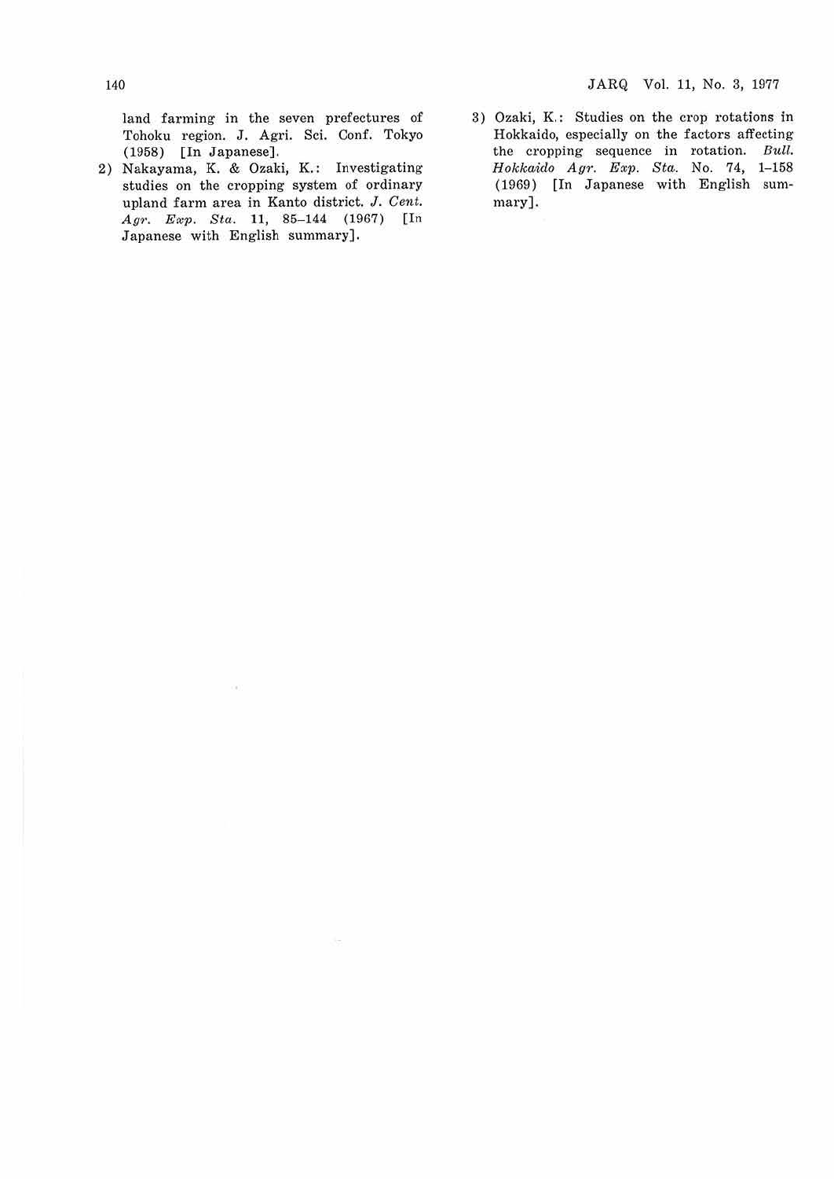land farming in the seven prefectures of Tohoku region. J. Agri. Sci. Conf. Tokyo (1958) [In Japanese].

2) Nakayama, K. & Ozaki, K.: Investigating studies on the cropping system of ordinary upland farm area in Kanto district. *J. Cent. Agr. Exp. Sta.* 11, 85–144 (1967) [In Japanese with English summary].

3) Ozaki, K.: Studies on the crop rotations in Hokkaido, especially on the factors affecting the cropping sequence in rotation. *Bull. Hokkaido Agr. Exp. Sta.* No. 74, 1–158 (1969) [In Japanese with English summary].